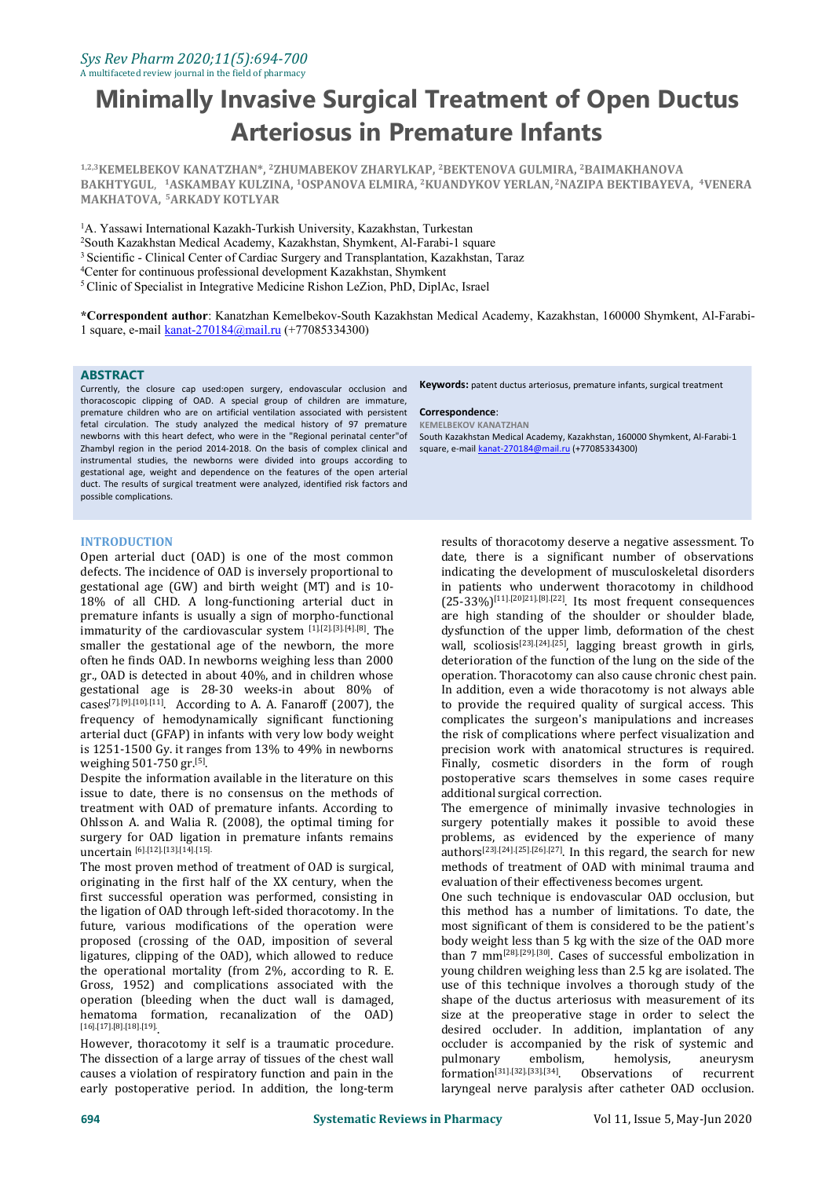# Minimally Invasive Surgical Treatment of Open Ductus Arteriosus in Premature Infants

[1,2,3]KEMELBEKOV KANATZHAN*, [2]ZHUMABEKOV ZHARYLKAP, [2]BEKTENOVA GULMIRA, [2]BAIMAKHANOVA BAKHTYGUL, [1]ASKAMBAY KULZINA, [1]OSPANOVA ELMIRA, [2]KUANDYKOV YERLAN, [2]NAZIPA BEKTIBAYEVA, [4]VENERA MAKHATOVA, [5]ARKADY KOTLYAR

[1]A. Yassawi International Kazakh-Turkish University, Kazakhstan, Turkestan
[2]South Kazakhstan Medical Academy, Kazakhstan, Shymkent, Al-Farabi-1 square
[3]Scientific - Clinical Center of Cardiac Surgery and Transplantation, Kazakhstan, Taraz
[4]Center for continuous professional development Kazakhstan, Shymkent
[5]Clinic of Specialist in Integrative Medicine Rishon LeZion, PhD, DiplAc, Israel

**\*Correspondent author**: Kanatzhan Kemelbekov-South Kazakhstan Medical Academy, Kazakhstan, 160000 Shymkent, Al-Farabi-1 square, e-mail kanat-270184@mail.ru (+77085334300)

## ABSTRACT

Currently, the closure cap used:open surgery, endovascular occlusion and thoracoscopic clipping of OAD. A special group of children are immature, premature children who are on artificial ventilation associated with persistent fetal circulation. The study analyzed the medical history of 97 premature newborns with this heart defect, who were in the "Regional perinatal center"of Zhambyl region in the period 2014-2018. On the basis of complex clinical and instrumental studies, the newborns were divided into groups according to gestational age, weight and dependence on the features of the open arterial duct. The results of surgical treatment were analyzed, identified risk factors and possible complications.

**Keywords:** patent ductus arteriosus, premature infants, surgical treatment

**Correspondence**:
KEMELBEKOV KANATZHAN
South Kazakhstan Medical Academy, Kazakhstan, 160000 Shymkent, Al-Farabi-1 square, e-mail kanat-270184@mail.ru (+77085334300)

## INTRODUCTION

Open arterial duct (OAD) is one of the most common defects. The incidence of OAD is inversely proportional to gestational age (GW) and birth weight (MT) and is 10-18% of all CHD. A long-functioning arterial duct in premature infants is usually a sign of morpho-functional immaturity of the cardiovascular system [1].[2].[3].[4].[8]. The smaller the gestational age of the newborn, the more often he finds OAD. In newborns weighing less than 2000 gr., OAD is detected in about 40%, and in children whose gestational age is 28-30 weeks-in about 80% of cases[7].[9].[10].[11]. According to A. A. Fanaroff (2007), the frequency of hemodynamically significant functioning arterial duct (GFAP) in infants with very low body weight is 1251-1500 Gy. it ranges from 13% to 49% in newborns weighing 501-750 gr.[5].

Despite the information available in the literature on this issue to date, there is no consensus on the methods of treatment with OAD of premature infants. According to Ohlsson A. and Walia R. (2008), the optimal timing for surgery for OAD ligation in premature infants remains uncertain [6].[12].[13].[14].[15].

The most proven method of treatment of OAD is surgical, originating in the first half of the XX century, when the first successful operation was performed, consisting in the ligation of OAD through left-sided thoracotomy. In the future, various modifications of the operation were proposed (crossing of the OAD, imposition of several ligatures, clipping of the OAD), which allowed to reduce the operational mortality (from 2%, according to R. E. Gross, 1952) and complications associated with the operation (bleeding when the duct wall is damaged, hematoma formation, recanalization of the OAD) [16].[17].[8].[18].[19].

However, thoracotomy it self is a traumatic procedure. The dissection of a large array of tissues of the chest wall causes a violation of respiratory function and pain in the early postoperative period. In addition, the long-term results of thoracotomy deserve a negative assessment. To date, there is a significant number of observations indicating the development of musculoskeletal disorders in patients who underwent thoracotomy in childhood (25-33%)[11].[20]21].[8].[22]. Its most frequent consequences are high standing of the shoulder or shoulder blade, dysfunction of the upper limb, deformation of the chest wall, scoliosis[23].[24].[25], lagging breast growth in girls, deterioration of the function of the lung on the side of the operation. Thoracotomy can also cause chronic chest pain. In addition, even a wide thoracotomy is not always able to provide the required quality of surgical access. This complicates the surgeon's manipulations and increases the risk of complications where perfect visualization and precision work with anatomical structures is required. Finally, cosmetic disorders in the form of rough postoperative scars themselves in some cases require additional surgical correction.

The emergence of minimally invasive technologies in surgery potentially makes it possible to avoid these problems, as evidenced by the experience of many authors[23].[24].[25].[26].[27]. In this regard, the search for new methods of treatment of OAD with minimal trauma and evaluation of their effectiveness becomes urgent.

One such technique is endovascular OAD occlusion, but this method has a number of limitations. To date, the most significant of them is considered to be the patient's body weight less than 5 kg with the size of the OAD more than 7 mm[28].[29].[30]. Cases of successful embolization in young children weighing less than 2.5 kg are isolated. The use of this technique involves a thorough study of the shape of the ductus arteriosus with measurement of its size at the preoperative stage in order to select the desired occluder. In addition, implantation of any occluder is accompanied by the risk of systemic and pulmonary embolism, hemolysis, aneurysm formation[31].[32].[33].[34]. Observations of recurrent laryngeal nerve paralysis after catheter OAD occlusion.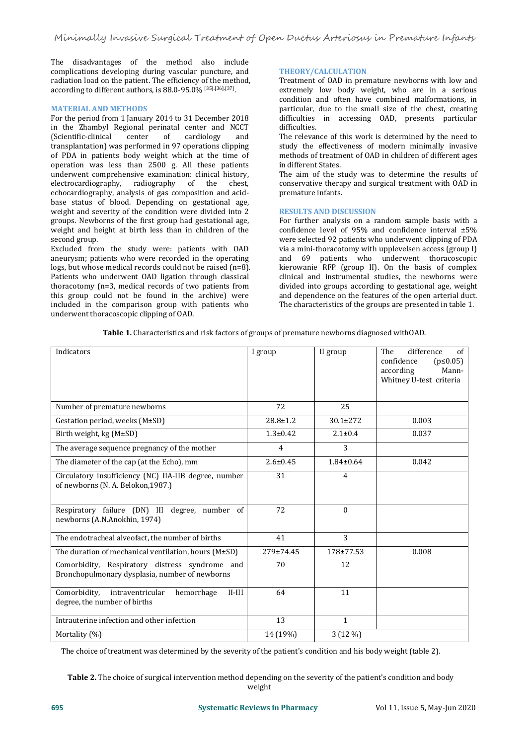The disadvantages of the method also include complications developing during vascular puncture, and radiation load on the patient. The efficiency of the method, according to different authors, is 88.0-95.0% [35],[36],[37].

## MATERIAL AND METHODS

For the period from 1 January 2014 to 31 December 2018 in the Zhambyl Regional perinatal center and NCCT (Scientific-clinical center of cardiology and transplantation) was performed in 97 operations clipping of PDA in patients body weight which at the time of operation was less than 2500 g. All these patients underwent comprehensive examination: clinical history, electrocardiography, radiography of the chest, echocardiography, analysis of gas composition and acid-base status of blood. Depending on gestational age, weight and severity of the condition were divided into 2 groups. Newborns of the first group had gestational age, weight and height at birth less than in children of the second group.

Excluded from the study were: patients with OAD aneurysm; patients who were recorded in the operating logs, but whose medical records could not be raised (n=8). Patients who underwent OAD ligation through classical thoracotomy (n=3, medical records of two patients from this group could not be found in the archive) were included in the comparison group with patients who underwent thoracoscopic clipping of OAD.

## THEORY/CALCULATION

Treatment of OAD in premature newborns with low and extremely low body weight, who are in a serious condition and often have combined malformations, in particular, due to the small size of the chest, creating difficulties in accessing OAD, presents particular difficulties.

The relevance of this work is determined by the need to study the effectiveness of modern minimally invasive methods of treatment of OAD in children of different ages in different States.

The aim of the study was to determine the results of conservative therapy and surgical treatment with OAD in premature infants.

## RESULTS AND DISCUSSION

For further analysis on a random sample basis with a confidence level of 95% and confidence interval ±5% were selected 92 patients who underwent clipping of PDA via a mini-thoracotomy with upplevelsen access (group I) and 69 patients who underwent thoracoscopic kierowanie RFP (group II). On the basis of complex clinical and instrumental studies, the newborns were divided into groups according to gestational age, weight and dependence on the features of the open arterial duct. The characteristics of the groups are presented in table 1.

**Table 1.** Characteristics and risk factors of groups of premature newborns diagnosed withOAD.

| Indicators | I group | II group | The difference of confidence (p≤0.05) according Mann-Whitney U-test criteria |
|---|---|---|---|
| Number of premature newborns | 72 | 25 | |
| Gestation period, weeks (M±SD) | 28.8±1.2 | 30.1±272 | 0.003 |
| Birth weight, kg (M±SD) | 1.3±0.42 | 2.1±0.4 | 0.037 |
| The average sequence pregnancy of the mother | 4 | 3 | |
| The diameter of the cap (at the Echo), mm | 2.6±0.45 | 1.84±0.64 | 0.042 |
| Circulatory insufficiency (NC) IIA-IIB degree, number of newborns (N. A. Belokon,1987.) | 31 | 4 | |
| Respiratory failure (DN) III degree, number of newborns (A.N.Anokhin, 1974) | 72 | 0 | |
| The endotracheal alveofact, the number of births | 41 | 3 | |
| The duration of mechanical ventilation, hours (M±SD) | 279±74.45 | 178±77.53 | 0.008 |
| Comorbidity, Respiratory distress syndrome and Bronchopulmonary dysplasia, number of newborns | 70 | 12 | |
| Comorbidity, intraventricular hemorrhage II-III degree, the number of births | 64 | 11 | |
| Intrauterine infection and other infection | 13 | 1 | |
| Mortality (%) | 14 (19%) | 3 (12 %) | |

The choice of treatment was determined by the severity of the patient's condition and his body weight (table 2).

**Table 2.** The choice of surgical intervention method depending on the severity of the patient's condition and body weight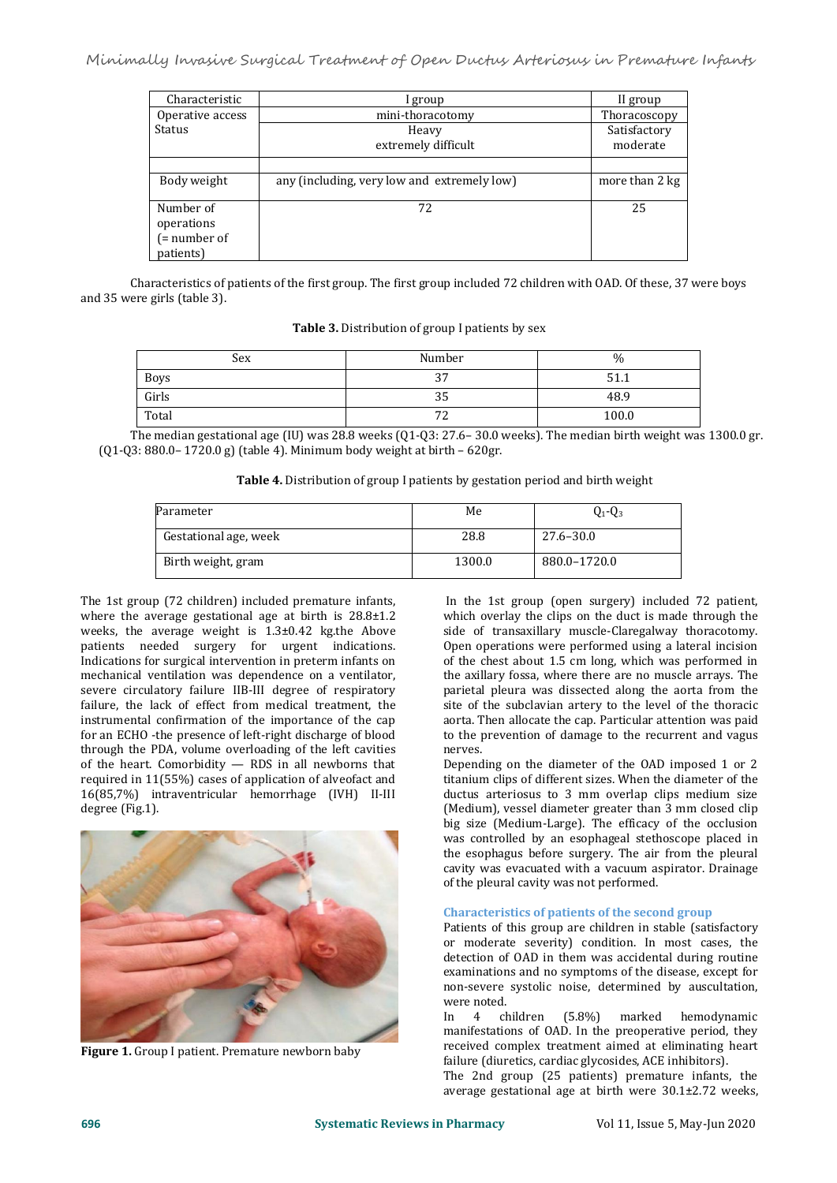| Characteristic | I group | II group |
|---|---|---|
| Operative access | mini-thoracotomy | Thoracoscopy |
| Status | Heavy<br>extremely difficult | Satisfactory<br>moderate |
| | | |
| Body weight | any (including, very low and extremely low) | more than 2 kg |
| Number of operations (= number of patients) | 72 | 25 |

Characteristics of patients of the first group. The first group included 72 children with OAD. Of these, 37 were boys and 35 were girls (table 3).

**Table 3.** Distribution of group I patients by sex

| Sex | Number | % |
|---|---|---|
| Boys | 37 | 51.1 |
| Girls | 35 | 48.9 |
| Total | 72 | 100.0 |

The median gestational age (IU) was 28.8 weeks (Q1-Q3: 27.6– 30.0 weeks). The median birth weight was 1300.0 gr. (Q1-Q3: 880.0– 1720.0 g) (table 4). Minimum body weight at birth – 620gr.

**Table 4.** Distribution of group I patients by gestation period and birth weight

| Parameter | Me | $Q_1$-$Q_3$ |
|---|---|---|
| Gestational age, week | 28.8 | 27.6–30.0 |
| Birth weight, gram | 1300.0 | 880.0–1720.0 |

The 1st group (72 children) included premature infants, where the average gestational age at birth is 28.8±1.2 weeks, the average weight is 1.3±0.42 kg.the Above patients needed surgery for urgent indications. Indications for surgical intervention in preterm infants on mechanical ventilation was dependence on a ventilator, severe circulatory failure IIB-III degree of respiratory failure, the lack of effect from medical treatment, the instrumental confirmation of the importance of the cap for an ECHO -the presence of left-right discharge of blood through the PDA, volume overloading of the left cavities of the heart. Comorbidity — RDS in all newborns that required in 11(55%) cases of application of alveofact and 16(85,7%) intraventricular hemorrhage (IVH) II-III degree (Fig.1).

**Figure 1.** Group I patient. Premature newborn baby

In the 1st group (open surgery) included 72 patient, which overlay the clips on the duct is made through the side of transaxillary muscle-Claregalway thoracotomy. Open operations were performed using a lateral incision of the chest about 1.5 cm long, which was performed in the axillary fossa, where there are no muscle arrays. The parietal pleura was dissected along the aorta from the site of the subclavian artery to the level of the thoracic aorta. Then allocate the cap. Particular attention was paid to the prevention of damage to the recurrent and vagus nerves.

Depending on the diameter of the OAD imposed 1 or 2 titanium clips of different sizes. When the diameter of the ductus arteriosus to 3 mm overlap clips medium size (Medium), vessel diameter greater than 3 mm closed clip big size (Medium-Large). The efficacy of the occlusion was controlled by an esophageal stethoscope placed in the esophagus before surgery. The air from the pleural cavity was evacuated with a vacuum aspirator. Drainage of the pleural cavity was not performed.

### Characteristics of patients of the second group

Patients of this group are children in stable (satisfactory or moderate severity) condition. In most cases, the detection of OAD in them was accidental during routine examinations and no symptoms of the disease, except for non-severe systolic noise, determined by auscultation, were noted.

In 4 children (5.8%) marked hemodynamic manifestations of OAD. In the preoperative period, they received complex treatment aimed at eliminating heart failure (diuretics, cardiac glycosides, ACE inhibitors).

The 2nd group (25 patients) premature infants, the average gestational age at birth were 30.1±2.72 weeks,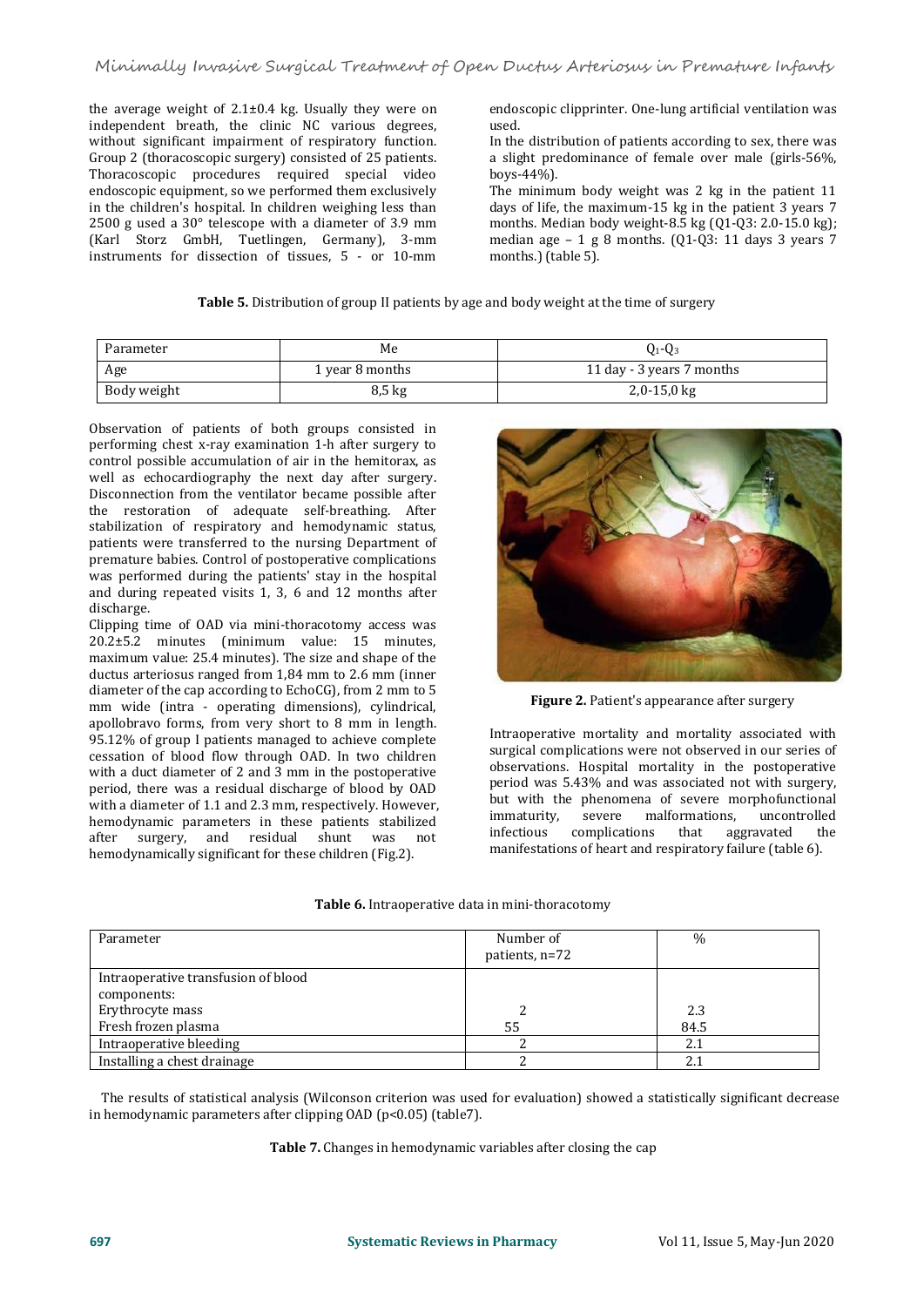the average weight of 2.1±0.4 kg. Usually they were on independent breath, the clinic NC various degrees, without significant impairment of respiratory function. Group 2 (thoracoscopic surgery) consisted of 25 patients. Thoracoscopic procedures required special video endoscopic equipment, so we performed them exclusively in the children's hospital. In children weighing less than 2500 g used a 30° telescope with a diameter of 3.9 mm (Karl Storz GmbH, Tuetlingen, Germany), 3-mm instruments for dissection of tissues, 5 - or 10-mm endoscopic clipprinter. One-lung artificial ventilation was used.

In the distribution of patients according to sex, there was a slight predominance of female over male (girls-56%, boys-44%).

The minimum body weight was 2 kg in the patient 11 days of life, the maximum-15 kg in the patient 3 years 7 months. Median body weight-8.5 kg (Q1-Q3: 2.0-15.0 kg); median age – 1 g 8 months. (Q1-Q3: 11 days 3 years 7 months.) (table 5).

**Table 5.** Distribution of group II patients by age and body weight at the time of surgery

| Parameter | Me | $Q_1$-$Q_3$ |
|---|---|---|
| Age | 1 year 8 months | 11 day - 3 years 7 months |
| Body weight | 8,5 kg | 2,0-15,0 kg |

Observation of patients of both groups consisted in performing chest x-ray examination 1-h after surgery to control possible accumulation of air in the hemitorax, as well as echocardiography the next day after surgery. Disconnection from the ventilator became possible after the restoration of adequate self-breathing. After stabilization of respiratory and hemodynamic status, patients were transferred to the nursing Department of premature babies. Control of postoperative complications was performed during the patients' stay in the hospital and during repeated visits 1, 3, 6 and 12 months after discharge.

Clipping time of OAD via mini-thoracotomy access was 20.2±5.2 minutes (minimum value: 15 minutes, maximum value: 25.4 minutes). The size and shape of the ductus arteriosus ranged from 1,84 mm to 2.6 mm (inner diameter of the cap according to EchoCG), from 2 mm to 5 mm wide (intra - operating dimensions), cylindrical, apollobravo forms, from very short to 8 mm in length. 95.12% of group I patients managed to achieve complete cessation of blood flow through OAD. In two children with a duct diameter of 2 and 3 mm in the postoperative period, there was a residual discharge of blood by OAD with a diameter of 1.1 and 2.3 mm, respectively. However, hemodynamic parameters in these patients stabilized after surgery, and residual shunt was not hemodynamically significant for these children (Fig.2).

**Figure 2.** Patient's appearance after surgery

Intraoperative mortality and mortality associated with surgical complications were not observed in our series of observations. Hospital mortality in the postoperative period was 5.43% and was associated not with surgery, but with the phenomena of severe morphofunctional immaturity, severe malformations, uncontrolled infectious complications that aggravated the manifestations of heart and respiratory failure (table 6).

**Table 6.** Intraoperative data in mini-thoracotomy

| Parameter | Number of patients, n=72 | % |
|---|---|---|
| Intraoperative transfusion of blood components: | | |
| Erythrocyte mass | 2 | 2.3 |
| Fresh frozen plasma | 55 | 84.5 |
| Intraoperative bleeding | 2 | 2.1 |
| Installing a chest drainage | 2 | 2.1 |

The results of statistical analysis (Wilconson criterion was used for evaluation) showed a statistically significant decrease in hemodynamic parameters after clipping OAD ($p<0.05$) (table7).

**Table 7.** Changes in hemodynamic variables after closing the cap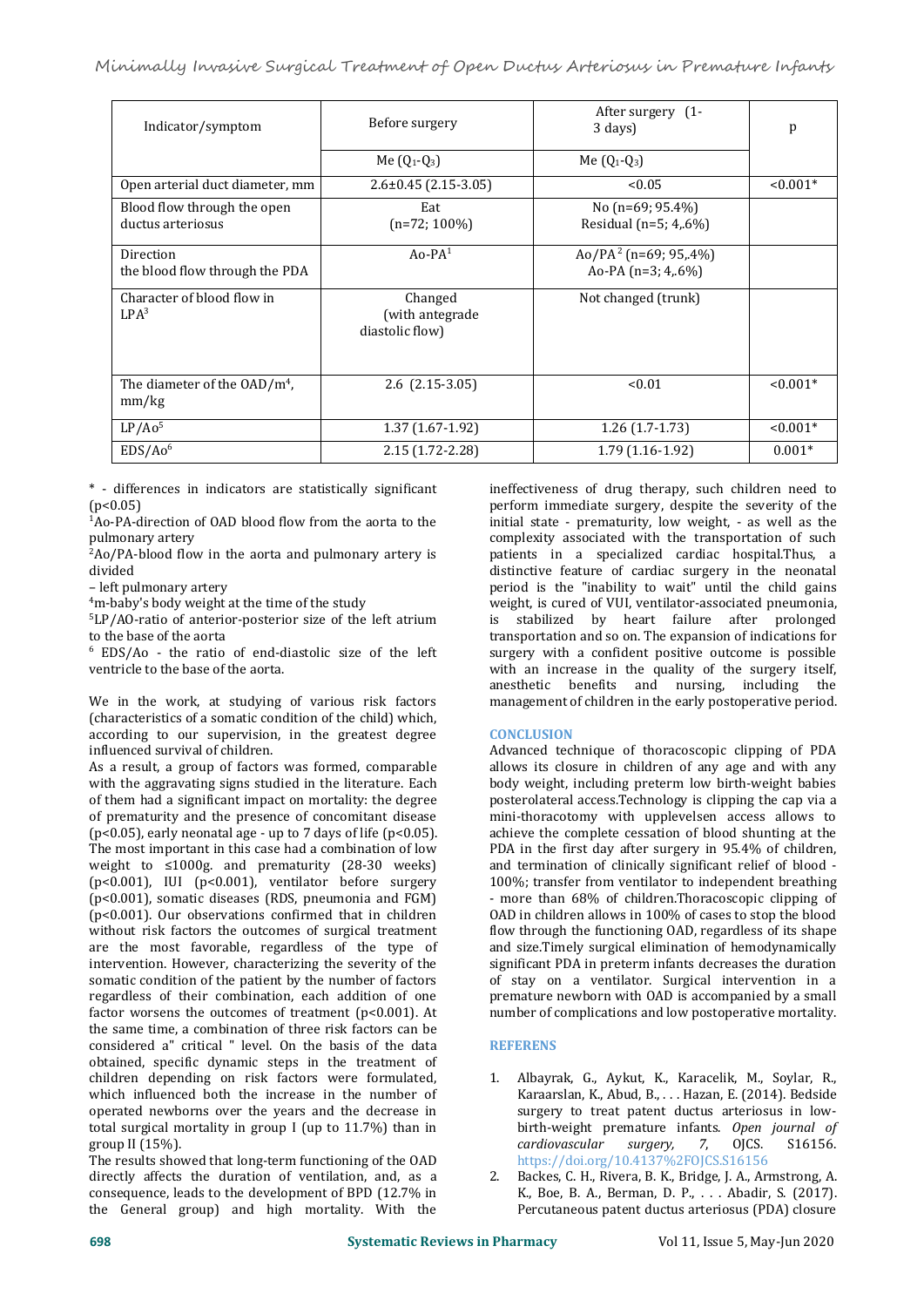| Indicator/symptom | Before surgery | After surgery (1-3 days) | p |
|---|---|---|---|
| | Me ($Q_1$-$Q_3$) | Me ($Q_1$-$Q_3$) | |
| Open arterial duct diameter, mm | 2.6±0.45 (2.15-3.05) | <0.05 | <0.001* |
| Blood flow through the open ductus arteriosus | Eat (n=72; 100%) | No (n=69; 95.4%) Residual (n=5; 4,.6%) | |
| Direction the blood flow through the PDA | Ao-PA[1] | Ao/PA[2] (n=69; 95,.4%) Ao-PA (n=3; 4,.6%) | |
| Character of blood flow in LPA[3] | Changed (with antegrade diastolic flow) | Not changed (trunk) | |
| The diameter of the OAD/m[4], mm/kg | 2.6 (2.15-3.05) | <0.01 | <0.001* |
| LP/Ao[5] | 1.37 (1.67-1.92) | 1.26 (1.7-1.73) | <0.001* |
| EDS/Ao[6] | 2.15 (1.72-2.28) | 1.79 (1.16-1.92) | 0.001* |

\* - differences in indicators are statistically significant ($p<0.05$)

[1]Ao-PA-direction of OAD blood flow from the aorta to the pulmonary artery

[2]Ao/PA-blood flow in the aorta and pulmonary artery is divided

– left pulmonary artery

[4]m-baby's body weight at the time of the study

[5]LP/AO-ratio of anterior-posterior size of the left atrium to the base of the aorta

[6] EDS/Ao - the ratio of end-diastolic size of the left ventricle to the base of the aorta.

We in the work, at studying of various risk factors (characteristics of a somatic condition of the child) which, according to our supervision, in the greatest degree influenced survival of children.

As a result, a group of factors was formed, comparable with the aggravating signs studied in the literature. Each of them had a significant impact on mortality: the degree of prematurity and the presence of concomitant disease ($p<0.05$), early neonatal age - up to 7 days of life ($p<0.05$). The most important in this case had a combination of low weight to ≤1000g. and prematurity (28-30 weeks) ($p<0.001$), IUI ($p<0.001$), ventilator before surgery ($p<0.001$), somatic diseases (RDS, pneumonia and FGM) ($p<0.001$). Our observations confirmed that in children without risk factors the outcomes of surgical treatment are the most favorable, regardless of the type of intervention. However, characterizing the severity of the somatic condition of the patient by the number of factors regardless of their combination, each addition of one factor worsens the outcomes of treatment ($p<0.001$). At the same time, a combination of three risk factors can be considered a" critical " level. On the basis of the data obtained, specific dynamic steps in the treatment of children depending on risk factors were formulated, which influenced both the increase in the number of operated newborns over the years and the decrease in total surgical mortality in group I (up to 11.7%) than in group II (15%).

The results showed that long-term functioning of the OAD directly affects the duration of ventilation, and, as a consequence, leads to the development of BPD (12.7% in the General group) and high mortality. With the ineffectiveness of drug therapy, such children need to perform immediate surgery, despite the severity of the initial state - prematurity, low weight, - as well as the complexity associated with the transportation of such patients in a specialized cardiac hospital.Thus, a distinctive feature of cardiac surgery in the neonatal period is the "inability to wait" until the child gains weight, is cured of VUI, ventilator-associated pneumonia, is stabilized by heart failure after prolonged transportation and so on. The expansion of indications for surgery with a confident positive outcome is possible with an increase in the quality of the surgery itself, anesthetic benefits and nursing, including the management of children in the early postoperative period.

## CONCLUSION

Advanced technique of thoracoscopic clipping of PDA allows its closure in children of any age and with any body weight, including preterm low birth-weight babies posterolateral access.Technology is clipping the cap via a mini-thoracotomy with upplevelsen access allows to achieve the complete cessation of blood shunting at the PDA in the first day after surgery in 95.4% of children, and termination of clinically significant relief of blood - 100%; transfer from ventilator to independent breathing - more than 68% of children.Thoracoscopic clipping of OAD in children allows in 100% of cases to stop the blood flow through the functioning OAD, regardless of its shape and size.Timely surgical elimination of hemodynamically significant PDA in preterm infants decreases the duration of stay on a ventilator. Surgical intervention in a premature newborn with OAD is accompanied by a small number of complications and low postoperative mortality.

## REFERENS

1. Albayrak, G., Aykut, K., Karacelik, M., Soylar, R., Karaarslan, K., Abud, B., . . . Hazan, E. (2014). Bedside surgery to treat patent ductus arteriosus in low-birth-weight premature infants. *Open journal of cardiovascular surgery, 7,* OJCS. S16156. https://doi.org/10.4137%2FOJCS.S16156
2. Backes, C. H., Rivera, B. K., Bridge, J. A., Armstrong, A. K., Boe, B. A., Berman, D. P., . . . Abadir, S. (2017). Percutaneous patent ductus arteriosus (PDA) closure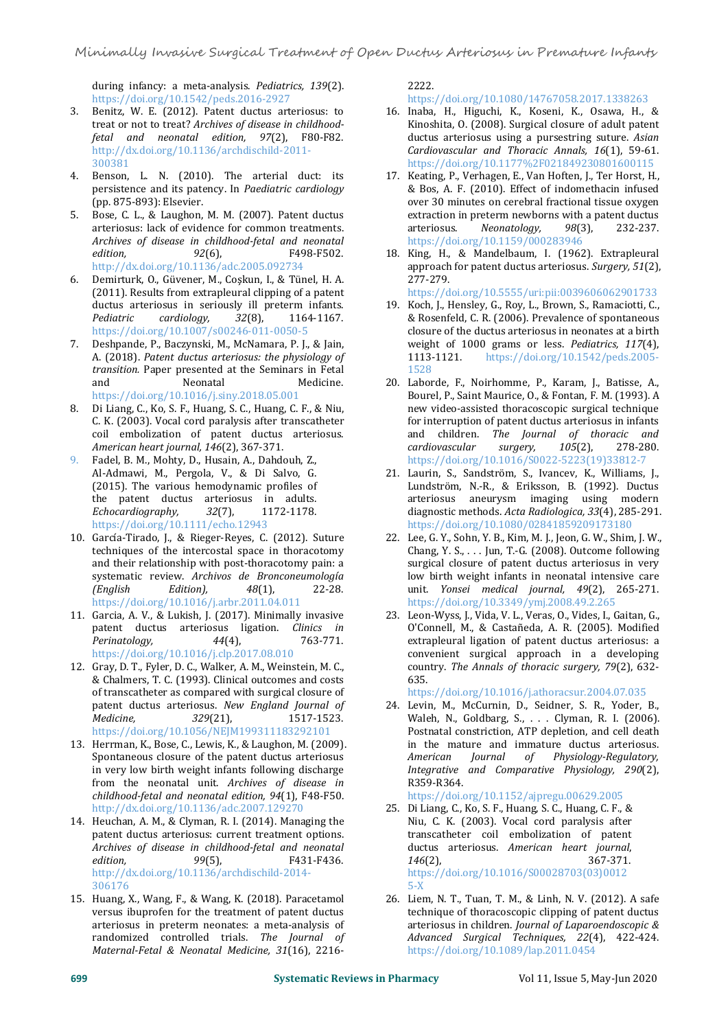during infancy: a meta-analysis. *Pediatrics, 139*(2). https://doi.org/10.1542/peds.2016-2927

3. Benitz, W. E. (2012). Patent ductus arteriosus: to treat or not to treat? *Archives of disease in childhood-fetal and neonatal edition, 97*(2), F80-F82. http://dx.doi.org/10.1136/archdischild-2011-300381
4. Benson, L. N. (2010). The arterial duct: its persistence and its patency. In *Paediatric cardiology* (pp. 875-893): Elsevier.
5. Bose, C. L., & Laughon, M. M. (2007). Patent ductus arteriosus: lack of evidence for common treatments. *Archives of disease in childhood-fetal and neonatal edition, 92*(6), F498-F502. http://dx.doi.org/10.1136/adc.2005.092734
6. Demirturk, O., Güvener, M., Coşkun, I., & Tünel, H. A. (2011). Results from extrapleural clipping of a patent ductus arteriosus in seriously ill preterm infants. *Pediatric cardiology, 32*(8), 1164-1167. https://doi.org/10.1007/s00246-011-0050-5
7. Deshpande, P., Baczynski, M., McNamara, P. J., & Jain, A. (2018). *Patent ductus arteriosus: the physiology of transition.* Paper presented at the Seminars in Fetal and Neonatal Medicine. https://doi.org/10.1016/j.siny.2018.05.001
8. Di Liang, C., Ko, S. F., Huang, S. C., Huang, C. F., & Niu, C. K. (2003). Vocal cord paralysis after transcatheter coil embolization of patent ductus arteriosus. *American heart journal, 146*(2), 367-371.
9. Fadel, B. M., Mohty, D., Husain, A., Dahdouh, Z., Al-Admawi, M., Pergola, V., & Di Salvo, G. (2015). The various hemodynamic profiles of the patent ductus arteriosus in adults. *Echocardiography, 32*(7), 1172-1178. https://doi.org/10.1111/echo.12943
10. García-Tirado, J., & Rieger-Reyes, C. (2012). Suture techniques of the intercostal space in thoracotomy and their relationship with post-thoracotomy pain: a systematic review. *Archivos de Bronconeumología (English Edition), 48*(1), 22-28. https://doi.org/10.1016/j.arbr.2011.04.011
11. Garcia, A. V., & Lukish, J. (2017). Minimally invasive patent ductus arteriosus ligation. *Clinics in Perinatology, 44*(4), 763-771. https://doi.org/10.1016/j.clp.2017.08.010
12. Gray, D. T., Fyler, D. C., Walker, A. M., Weinstein, M. C., & Chalmers, T. C. (1993). Clinical outcomes and costs of transcatheter as compared with surgical closure of patent ductus arteriosus. *New England Journal of Medicine, 329*(21), 1517-1523. https://doi.org/10.1056/NEJM199311183292101
13. Herrman, K., Bose, C., Lewis, K., & Laughon, M. (2009). Spontaneous closure of the patent ductus arteriosus in very low birth weight infants following discharge from the neonatal unit. *Archives of disease in childhood-fetal and neonatal edition, 94*(1), F48-F50. http://dx.doi.org/10.1136/adc.2007.129270
14. Heuchan, A. M., & Clyman, R. I. (2014). Managing the patent ductus arteriosus: current treatment options. *Archives of disease in childhood-fetal and neonatal edition, 99*(5), F431-F436. http://dx.doi.org/10.1136/archdischild-2014-306176
15. Huang, X., Wang, F., & Wang, K. (2018). Paracetamol versus ibuprofen for the treatment of patent ductus arteriosus in preterm neonates: a meta-analysis of randomized controlled trials. *The Journal of Maternal-Fetal & Neonatal Medicine, 31*(16), 2216-2222. https://doi.org/10.1080/14767058.2017.1338263
16. Inaba, H., Higuchi, K., Koseni, K., Osawa, H., & Kinoshita, O. (2008). Surgical closure of adult patent ductus arteriosus using a pursestring suture. *Asian Cardiovascular and Thoracic Annals, 16*(1), 59-61. https://doi.org/10.1177%2F021849230801600115
17. Keating, P., Verhagen, E., Van Hoften, J., Ter Horst, H., & Bos, A. F. (2010). Effect of indomethacin infused over 30 minutes on cerebral fractional tissue oxygen extraction in preterm newborns with a patent ductus arteriosus. *Neonatology, 98*(3), 232-237. https://doi.org/10.1159/000283946
18. King, H., & Mandelbaum, I. (1962). Extrapleural approach for patent ductus arteriosus. *Surgery, 51*(2), 277-279. https://doi.org/10.5555/uri:pii:0039606062901733
19. Koch, J., Hensley, G., Roy, L., Brown, S., Ramaciotti, C., & Rosenfeld, C. R. (2006). Prevalence of spontaneous closure of the ductus arteriosus in neonates at a birth weight of 1000 grams or less. *Pediatrics, 117*(4), 1113-1121. https://doi.org/10.1542/peds.2005-1528
20. Laborde, F., Noirhomme, P., Karam, J., Batisse, A., Bourel, P., Saint Maurice, O., & Fontan, F. M. (1993). A new video-assisted thoracoscopic surgical technique for interruption of patent ductus arteriosus in infants and children. *The Journal of thoracic and cardiovascular surgery, 105*(2), 278-280. https://doi.org/10.1016/S0022-5223(19)33812-7
21. Laurin, S., Sandström, S., Ivancev, K., Williams, J., Lundström, N.-R., & Eriksson, B. (1992). Ductus arteriosus aneurysm imaging using modern diagnostic methods. *Acta Radiologica, 33*(4), 285-291. https://doi.org/10.1080/02841859209173180
22. Lee, G. Y., Sohn, Y. B., Kim, M. J., Jeon, G. W., Shim, J. W., Chang, Y. S., . . . Jun, T.-G. (2008). Outcome following surgical closure of patent ductus arteriosus in very low birth weight infants in neonatal intensive care unit. *Yonsei medical journal, 49*(2), 265-271. https://doi.org/10.3349/ymj.2008.49.2.265
23. Leon-Wyss, J., Vida, V. L., Veras, O., Vides, I., Gaitan, G., O'Connell, M., & Castañeda, A. R. (2005). Modified extrapleural ligation of patent ductus arteriosus: a convenient surgical approach in a developing country. *The Annals of thoracic surgery, 79*(2), 632-635. https://doi.org/10.1016/j.athoracsur.2004.07.035
24. Levin, M., McCurnin, D., Seidner, S. R., Yoder, B., Waleh, N., Goldbarg, S., . . . Clyman, R. I. (2006). Postnatal constriction, ATP depletion, and cell death in the mature and immature ductus arteriosus. *American Journal of Physiology-Regulatory, Integrative and Comparative Physiology, 290*(2), R359-R364. https://doi.org/10.1152/ajpregu.00629.2005
25. Di Liang, C., Ko, S. F., Huang, S. C., Huang, C. F., & Niu, C. K. (2003). Vocal cord paralysis after transcatheter coil embolization of patent ductus arteriosus. *American heart journal, 146*(2), 367-371. https://doi.org/10.1016/S00028703(03)00125-X
26. Liem, N. T., Tuan, T. M., & Linh, N. V. (2012). A safe technique of thoracoscopic clipping of patent ductus arteriosus in children. *Journal of Laparoendoscopic & Advanced Surgical Techniques, 22*(4), 422-424. https://doi.org/10.1089/lap.2011.0454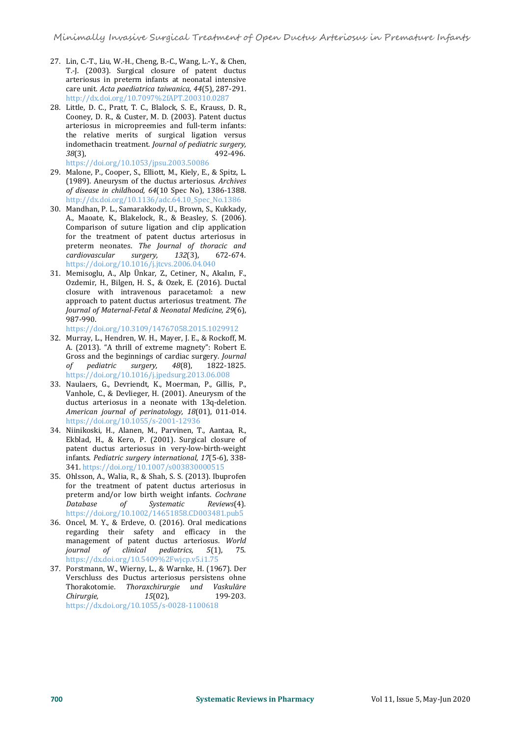27. Lin, C.-T., Liu, W.-H., Cheng, B.-C., Wang, L.-Y., & Chen, T.-J. (2003). Surgical closure of patent ductus arteriosus in preterm infants at neonatal intensive care unit. *Acta paediatrica taiwanica, 44*(5), 287-291. http://dx.doi.org/10.7097%2fAPT.200310.0287
28. Little, D. C., Pratt, T. C., Blalock, S. E., Krauss, D. R., Cooney, D. R., & Custer, M. D. (2003). Patent ductus arteriosus in micropreemies and full-term infants: the relative merits of surgical ligation versus indomethacin treatment. *Journal of pediatric surgery, 38*(3), 492-496. https://doi.org/10.1053/jpsu.2003.50086
29. Malone, P., Cooper, S., Elliott, M., Kiely, E., & Spitz, L. (1989). Aneurysm of the ductus arteriosus. *Archives of disease in childhood, 64*(10 Spec No), 1386-1388. http://dx.doi.org/10.1136/adc.64.10_Spec_No.1386
30. Mandhan, P. L., Samarakkody, U., Brown, S., Kukkady, A., Maoate, K., Blakelock, R., & Beasley, S. (2006). Comparison of suture ligation and clip application for the treatment of patent ductus arteriosus in preterm neonates. *The Journal of thoracic and cardiovascular surgery, 132*(3), 672-674. https://doi.org/10.1016/j.jtcvs.2006.04.040
31. Memisoglu, A., Alp Ünkar, Z., Cetiner, N., Akalın, F., Ozdemir, H., Bilgen, H. S., & Ozek, E. (2016). Ductal closure with intravenous paracetamol: a new approach to patent ductus arteriosus treatment. *The Journal of Maternal-Fetal & Neonatal Medicine, 29*(6), 987-990. https://doi.org/10.3109/14767058.2015.1029912
32. Murray, L., Hendren, W. H., Mayer, J. E., & Rockoff, M. A. (2013). "A thrill of extreme magnety": Robert E. Gross and the beginnings of cardiac surgery. *Journal of pediatric surgery, 48*(8), 1822-1825. https://doi.org/10.1016/j.jpedsurg.2013.06.008
33. Naulaers, G., Devriendt, K., Moerman, P., Gillis, P., Vanhole, C., & Devlieger, H. (2001). Aneurysm of the ductus arteriosus in a neonate with 13q-deletion. *American journal of perinatology, 18*(01), 011-014. https://doi.org/10.1055/s-2001-12936
34. Niinikoski, H., Alanen, M., Parvinen, T., Aantaa, R., Ekblad, H., & Kero, P. (2001). Surgical closure of patent ductus arteriosus in very-low-birth-weight infants. *Pediatric surgery international, 17*(5-6), 338-341. https://doi.org/10.1007/s003830000515
35. Ohlsson, A., Walia, R., & Shah, S. S. (2013). Ibuprofen for the treatment of patent ductus arteriosus in preterm and/or low birth weight infants. *Cochrane Database of Systematic Reviews*(4). https://doi.org/10.1002/14651858.CD003481.pub5
36. Oncel, M. Y., & Erdeve, O. (2016). Oral medications regarding their safety and efficacy in the management of patent ductus arteriosus. *World journal of clinical pediatrics, 5*(1), 75. https://dx.doi.org/10.5409%2Fwjcp.v5.i1.75
37. Porstmann, W., Wierny, L., & Warnke, H. (1967). Der Verschluss des Ductus arteriosus persistens ohne Thorakotomie. *Thoraxchirurgie und Vaskuläre Chirurgie, 15*(02), 199-203. https://dx.doi.org/10.1055/s-0028-1100618